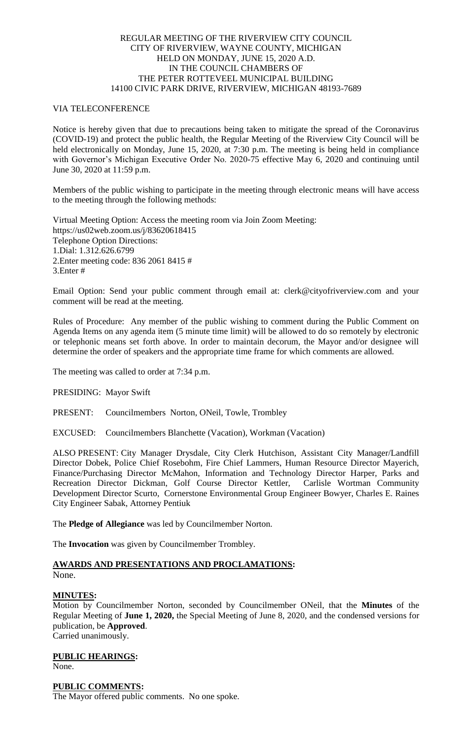REGULAR MEETING OF THE RIVERVIEW CITY COUNCIL
CITY OF RIVERVIEW, WAYNE COUNTY, MICHIGAN
HELD ON MONDAY, JUNE 15, 2020 A.D.
IN THE COUNCIL CHAMBERS OF
THE PETER ROTTEVEEL MUNICIPAL BUILDING
14100 CIVIC PARK DRIVE, RIVERVIEW, MICHIGAN 48193-7689

VIA TELECONFERENCE

Notice is hereby given that due to precautions being taken to mitigate the spread of the Coronavirus (COVID-19) and protect the public health, the Regular Meeting of the Riverview City Council will be held electronically on Monday, June 15, 2020, at 7:30 p.m. The meeting is being held in compliance with Governor's Michigan Executive Order No. 2020-75 effective May 6, 2020 and continuing until June 30, 2020 at 11:59 p.m.

Members of the public wishing to participate in the meeting through electronic means will have access to the meeting through the following methods:

Virtual Meeting Option: Access the meeting room via Join Zoom Meeting:
https://us02web.zoom.us/j/83620618415
Telephone Option Directions:
1.Dial: 1.312.626.6799
2.Enter meeting code: 836 2061 8415 #
3.Enter #

Email Option: Send your public comment through email at: clerk@cityofriverview.com and your comment will be read at the meeting.

Rules of Procedure: Any member of the public wishing to comment during the Public Comment on Agenda Items on any agenda item (5 minute time limit) will be allowed to do so remotely by electronic or telephonic means set forth above. In order to maintain decorum, the Mayor and/or designee will determine the order of speakers and the appropriate time frame for which comments are allowed.

The meeting was called to order at 7:34 p.m.

PRESIDING: Mayor Swift

PRESENT: Councilmembers Norton, ONeil, Towle, Trombley

EXCUSED: Councilmembers Blanchette (Vacation), Workman (Vacation)

ALSO PRESENT: City Manager Drysdale, City Clerk Hutchison, Assistant City Manager/Landfill Director Dobek, Police Chief Rosebohm, Fire Chief Lammers, Human Resource Director Mayerich, Finance/Purchasing Director McMahon, Information and Technology Director Harper, Parks and Recreation Director Dickman, Golf Course Director Kettler, Carlisle Wortman Community Development Director Scurto, Cornerstone Environmental Group Engineer Bowyer, Charles E. Raines City Engineer Sabak, Attorney Pentiuk

The **Pledge of Allegiance** was led by Councilmember Norton.

The **Invocation** was given by Councilmember Trombley.

**AWARDS AND PRESENTATIONS AND PROCLAMATIONS:**
None.

**MINUTES:**
Motion by Councilmember Norton, seconded by Councilmember ONeil, that the **Minutes** of the Regular Meeting of **June 1, 2020,** the Special Meeting of June 8, 2020, and the condensed versions for publication, be **Approved**.
Carried unanimously.

**PUBLIC HEARINGS:**
None.

**PUBLIC COMMENTS:**
The Mayor offered public comments. No one spoke.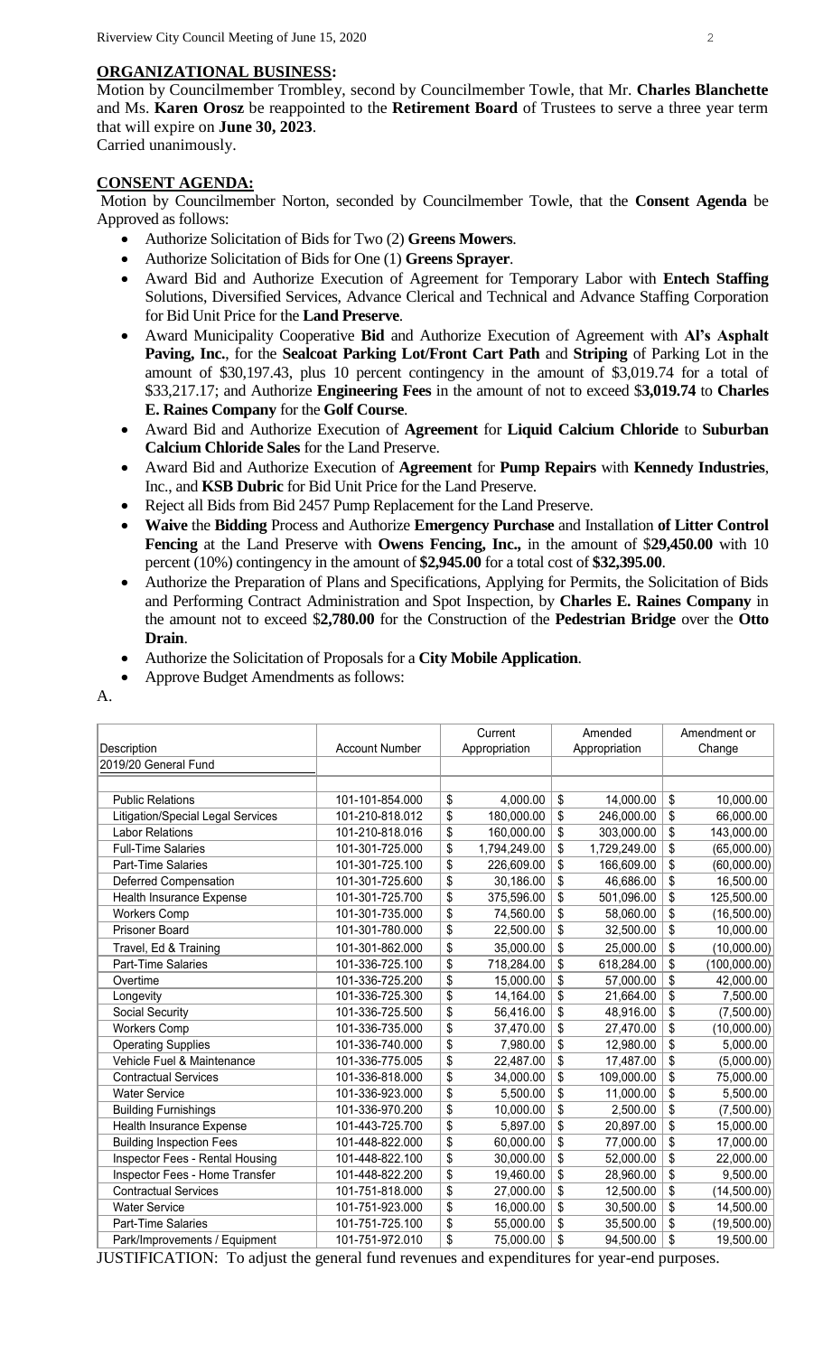## ORGANIZATIONAL BUSINESS:

Motion by Councilmember Trombley, second by Councilmember Towle, that Mr. **Charles Blanchette** and Ms. **Karen Orosz** be reappointed to the **Retirement Board** of Trustees to serve a three year term that will expire on **June 30, 2023**.

Carried unanimously.

## CONSENT AGENDA:

Motion by Councilmember Norton, seconded by Councilmember Towle, that the **Consent Agenda** be Approved as follows:

- Authorize Solicitation of Bids for Two (2) **Greens Mowers**.
- Authorize Solicitation of Bids for One (1) **Greens Sprayer**.
- Award Bid and Authorize Execution of Agreement for Temporary Labor with **Entech Staffing** Solutions, Diversified Services, Advance Clerical and Technical and Advance Staffing Corporation for Bid Unit Price for the **Land Preserve**.
- Award Municipality Cooperative **Bid** and Authorize Execution of Agreement with **Al's Asphalt Paving, Inc.**, for the **Sealcoat Parking Lot/Front Cart Path** and **Striping** of Parking Lot in the amount of $30,197.43, plus 10 percent contingency in the amount of $3,019.74 for a total of $33,217.17; and Authorize **Engineering Fees** in the amount of not to exceed $**3,019.74** to **Charles E. Raines Company** for the **Golf Course**.
- Award Bid and Authorize Execution of **Agreement** for **Liquid Calcium Chloride** to **Suburban Calcium Chloride Sales** for the Land Preserve.
- Award Bid and Authorize Execution of **Agreement** for **Pump Repairs** with **Kennedy Industries**, Inc., and **KSB Dubric** for Bid Unit Price for the Land Preserve.
- Reject all Bids from Bid 2457 Pump Replacement for the Land Preserve.
- **Waive** the **Bidding** Process and Authorize **Emergency Purchase** and Installation **of Litter Control Fencing** at the Land Preserve with **Owens Fencing, Inc.,** in the amount of $**29,450.00** with 10 percent (10%) contingency in the amount of **$2,945.00** for a total cost of **$32,395.00**.
- Authorize the Preparation of Plans and Specifications, Applying for Permits, the Solicitation of Bids and Performing Contract Administration and Spot Inspection, by **Charles E. Raines Company** in the amount not to exceed $**2,780.00** for the Construction of the **Pedestrian Bridge** over the **Otto Drain**.
- Authorize the Solicitation of Proposals for a **City Mobile Application**.
- Approve Budget Amendments as follows:

A.

| Description | Account Number | Current Appropriation | Amended Appropriation | Amendment or Change |
|---|---|---|---|---|
| 2019/20 General Fund | | | | |
| Public Relations | 101-101-854.000 | $ 4,000.00 | $ 14,000.00 | $ 10,000.00 |
| Litigation/Special Legal Services | 101-210-818.012 | $ 180,000.00 | $ 246,000.00 | $ 66,000.00 |
| Labor Relations | 101-210-818.016 | $ 160,000.00 | $ 303,000.00 | $ 143,000.00 |
| Full-Time Salaries | 101-301-725.000 | $ 1,794,249.00 | $ 1,729,249.00 | $ (65,000.00) |
| Part-Time Salaries | 101-301-725.100 | $ 226,609.00 | $ 166,609.00 | $ (60,000.00) |
| Deferred Compensation | 101-301-725.600 | $ 30,186.00 | $ 46,686.00 | $ 16,500.00 |
| Health Insurance Expense | 101-301-725.700 | $ 375,596.00 | $ 501,096.00 | $ 125,500.00 |
| Workers Comp | 101-301-735.000 | $ 74,560.00 | $ 58,060.00 | $ (16,500.00) |
| Prisoner Board | 101-301-780.000 | $ 22,500.00 | $ 32,500.00 | $ 10,000.00 |
| Travel, Ed & Training | 101-301-862.000 | $ 35,000.00 | $ 25,000.00 | $ (10,000.00) |
| Part-Time Salaries | 101-336-725.100 | $ 718,284.00 | $ 618,284.00 | $ (100,000.00) |
| Overtime | 101-336-725.200 | $ 15,000.00 | $ 57,000.00 | $ 42,000.00 |
| Longevity | 101-336-725.300 | $ 14,164.00 | $ 21,664.00 | $ 7,500.00 |
| Social Security | 101-336-725.500 | $ 56,416.00 | $ 48,916.00 | $ (7,500.00) |
| Workers Comp | 101-336-735.000 | $ 37,470.00 | $ 27,470.00 | $ (10,000.00) |
| Operating Supplies | 101-336-740.000 | $ 7,980.00 | $ 12,980.00 | $ 5,000.00 |
| Vehicle Fuel & Maintenance | 101-336-775.005 | $ 22,487.00 | $ 17,487.00 | $ (5,000.00) |
| Contractual Services | 101-336-818.000 | $ 34,000.00 | $ 109,000.00 | $ 75,000.00 |
| Water Service | 101-336-923.000 | $ 5,500.00 | $ 11,000.00 | $ 5,500.00 |
| Building Furnishings | 101-336-970.200 | $ 10,000.00 | $ 2,500.00 | $ (7,500.00) |
| Health Insurance Expense | 101-443-725.700 | $ 5,897.00 | $ 20,897.00 | $ 15,000.00 |
| Building Inspection Fees | 101-448-822.000 | $ 60,000.00 | $ 77,000.00 | $ 17,000.00 |
| Inspector Fees - Rental Housing | 101-448-822.100 | $ 30,000.00 | $ 52,000.00 | $ 22,000.00 |
| Inspector Fees - Home Transfer | 101-448-822.200 | $ 19,460.00 | $ 28,960.00 | $ 9,500.00 |
| Contractual Services | 101-751-818.000 | $ 27,000.00 | $ 12,500.00 | $ (14,500.00) |
| Water Service | 101-751-923.000 | $ 16,000.00 | $ 30,500.00 | $ 14,500.00 |
| Part-Time Salaries | 101-751-725.100 | $ 55,000.00 | $ 35,500.00 | $ (19,500.00) |
| Park/Improvements / Equipment | 101-751-972.010 | $ 75,000.00 | $ 94,500.00 | $ 19,500.00 |

JUSTIFICATION: To adjust the general fund revenues and expenditures for year-end purposes.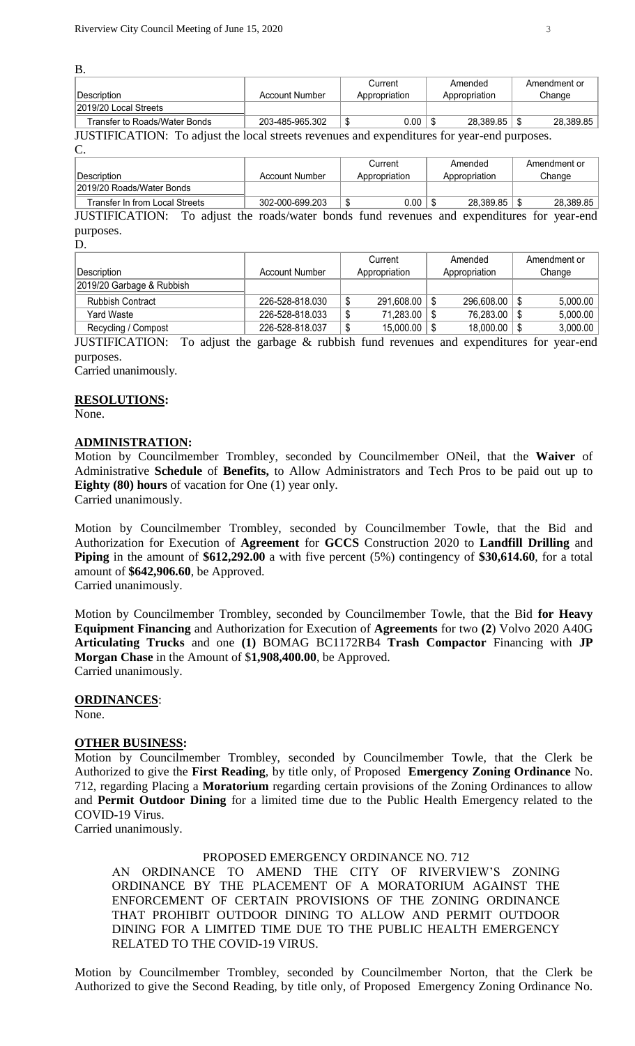B.

| Description | Account Number | Current Appropriation | Amended Appropriation | Amendment or Change |
| --- | --- | --- | --- | --- |
| 2019/20 Local Streets | | | | |
| Transfer to Roads/Water Bonds | 203-485-965.302 | $ 0.00 | $ 28,389.85 | $ 28,389.85 |

JUSTIFICATION: To adjust the local streets revenues and expenditures for year-end purposes.

C.

| Description | Account Number | Current Appropriation | Amended Appropriation | Amendment or Change |
| --- | --- | --- | --- | --- |
| 2019/20 Roads/Water Bonds | | | | |
| Transfer In from Local Streets | 302-000-699.203 | $ 0.00 | $ 28,389.85 | $ 28,389.85 |

JUSTIFICATION: To adjust the roads/water bonds fund revenues and expenditures for year-end purposes.

D.

| Description | Account Number | Current Appropriation | Amended Appropriation | Amendment or Change |
| --- | --- | --- | --- | --- |
| 2019/20 Garbage & Rubbish | | | | |
| Rubbish Contract | 226-528-818.030 | $ 291,608.00 | $ 296,608.00 | $ 5,000.00 |
| Yard Waste | 226-528-818.033 | $ 71,283.00 | $ 76,283.00 | $ 5,000.00 |
| Recycling / Compost | 226-528-818.037 | $ 15,000.00 | $ 18,000.00 | $ 3,000.00 |

JUSTIFICATION: To adjust the garbage & rubbish fund revenues and expenditures for year-end purposes.

Carried unanimously.

**RESOLUTIONS:**

None.

**ADMINISTRATION:**

Motion by Councilmember Trombley, seconded by Councilmember ONeil, that the **Waiver** of Administrative **Schedule** of **Benefits,** to Allow Administrators and Tech Pros to be paid out up to **Eighty (80) hours** of vacation for One (1) year only.
Carried unanimously.

Motion by Councilmember Trombley, seconded by Councilmember Towle, that the Bid and Authorization for Execution of **Agreement** for **GCCS** Construction 2020 to **Landfill Drilling** and **Piping** in the amount of **$612,292.00** a with five percent (5%) contingency of **$30,614.60**, for a total amount of **$642,906.60**, be Approved.
Carried unanimously.

Motion by Councilmember Trombley, seconded by Councilmember Towle, that the Bid **for Heavy Equipment Financing** and Authorization for Execution of **Agreements** for two **(2**) Volvo 2020 A40G **Articulating Trucks** and one **(1)** BOMAG BC1172RB4 **Trash Compactor** Financing with **JP Morgan Chase** in the Amount of $**1,908,400.00**, be Approved.
Carried unanimously.

**ORDINANCES**:

None.

**OTHER BUSINESS:**

Motion by Councilmember Trombley, seconded by Councilmember Towle, that the Clerk be Authorized to give the **First Reading**, by title only, of Proposed **Emergency Zoning Ordinance** No. 712, regarding Placing a **Moratorium** regarding certain provisions of the Zoning Ordinances to allow and **Permit Outdoor Dining** for a limited time due to the Public Health Emergency related to the COVID-19 Virus.
Carried unanimously.

PROPOSED EMERGENCY ORDINANCE NO. 712

AN ORDINANCE TO AMEND THE CITY OF RIVERVIEW'S ZONING ORDINANCE BY THE PLACEMENT OF A MORATORIUM AGAINST THE ENFORCEMENT OF CERTAIN PROVISIONS OF THE ZONING ORDINANCE THAT PROHIBIT OUTDOOR DINING TO ALLOW AND PERMIT OUTDOOR DINING FOR A LIMITED TIME DUE TO THE PUBLIC HEALTH EMERGENCY RELATED TO THE COVID-19 VIRUS.

Motion by Councilmember Trombley, seconded by Councilmember Norton, that the Clerk be Authorized to give the Second Reading, by title only, of Proposed Emergency Zoning Ordinance No.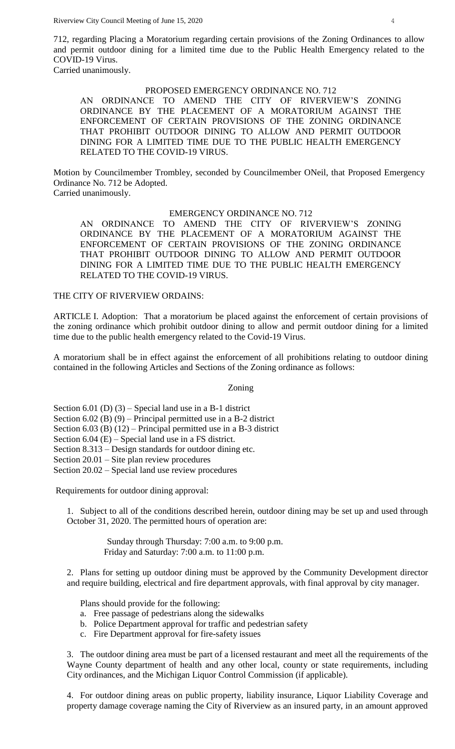712, regarding Placing a Moratorium regarding certain provisions of the Zoning Ordinances to allow and permit outdoor dining for a limited time due to the Public Health Emergency related to the COVID-19 Virus.
Carried unanimously.

PROPOSED EMERGENCY ORDINANCE NO. 712

AN ORDINANCE TO AMEND THE CITY OF RIVERVIEW'S ZONING ORDINANCE BY THE PLACEMENT OF A MORATORIUM AGAINST THE ENFORCEMENT OF CERTAIN PROVISIONS OF THE ZONING ORDINANCE THAT PROHIBIT OUTDOOR DINING TO ALLOW AND PERMIT OUTDOOR DINING FOR A LIMITED TIME DUE TO THE PUBLIC HEALTH EMERGENCY RELATED TO THE COVID-19 VIRUS.

Motion by Councilmember Trombley, seconded by Councilmember ONeil, that Proposed Emergency Ordinance No. 712 be Adopted.
Carried unanimously.

EMERGENCY ORDINANCE NO. 712

AN ORDINANCE TO AMEND THE CITY OF RIVERVIEW'S ZONING ORDINANCE BY THE PLACEMENT OF A MORATORIUM AGAINST THE ENFORCEMENT OF CERTAIN PROVISIONS OF THE ZONING ORDINANCE THAT PROHIBIT OUTDOOR DINING TO ALLOW AND PERMIT OUTDOOR DINING FOR A LIMITED TIME DUE TO THE PUBLIC HEALTH EMERGENCY RELATED TO THE COVID-19 VIRUS.

THE CITY OF RIVERVIEW ORDAINS:

ARTICLE I. Adoption: That a moratorium be placed against the enforcement of certain provisions of the zoning ordinance which prohibit outdoor dining to allow and permit outdoor dining for a limited time due to the public health emergency related to the Covid-19 Virus.

A moratorium shall be in effect against the enforcement of all prohibitions relating to outdoor dining contained in the following Articles and Sections of the Zoning ordinance as follows:

Zoning

Section 6.01 (D) (3) – Special land use in a B-1 district
Section 6.02 (B) (9) – Principal permitted use in a B-2 district
Section 6.03 (B) (12) – Principal permitted use in a B-3 district
Section 6.04 (E) – Special land use in a FS district.
Section 8.313 – Design standards for outdoor dining etc.
Section 20.01 – Site plan review procedures
Section 20.02 – Special land use review procedures

Requirements for outdoor dining approval:

1. Subject to all of the conditions described herein, outdoor dining may be set up and used through October 31, 2020. The permitted hours of operation are:

   Sunday through Thursday: 7:00 a.m. to 9:00 p.m.
   Friday and Saturday: 7:00 a.m. to 11:00 p.m.

2. Plans for setting up outdoor dining must be approved by the Community Development director and require building, electrical and fire department approvals, with final approval by city manager.

   Plans should provide for the following:
   a. Free passage of pedestrians along the sidewalks
   b. Police Department approval for traffic and pedestrian safety
   c. Fire Department approval for fire-safety issues

3. The outdoor dining area must be part of a licensed restaurant and meet all the requirements of the Wayne County department of health and any other local, county or state requirements, including City ordinances, and the Michigan Liquor Control Commission (if applicable).

4. For outdoor dining areas on public property, liability insurance, Liquor Liability Coverage and property damage coverage naming the City of Riverview as an insured party, in an amount approved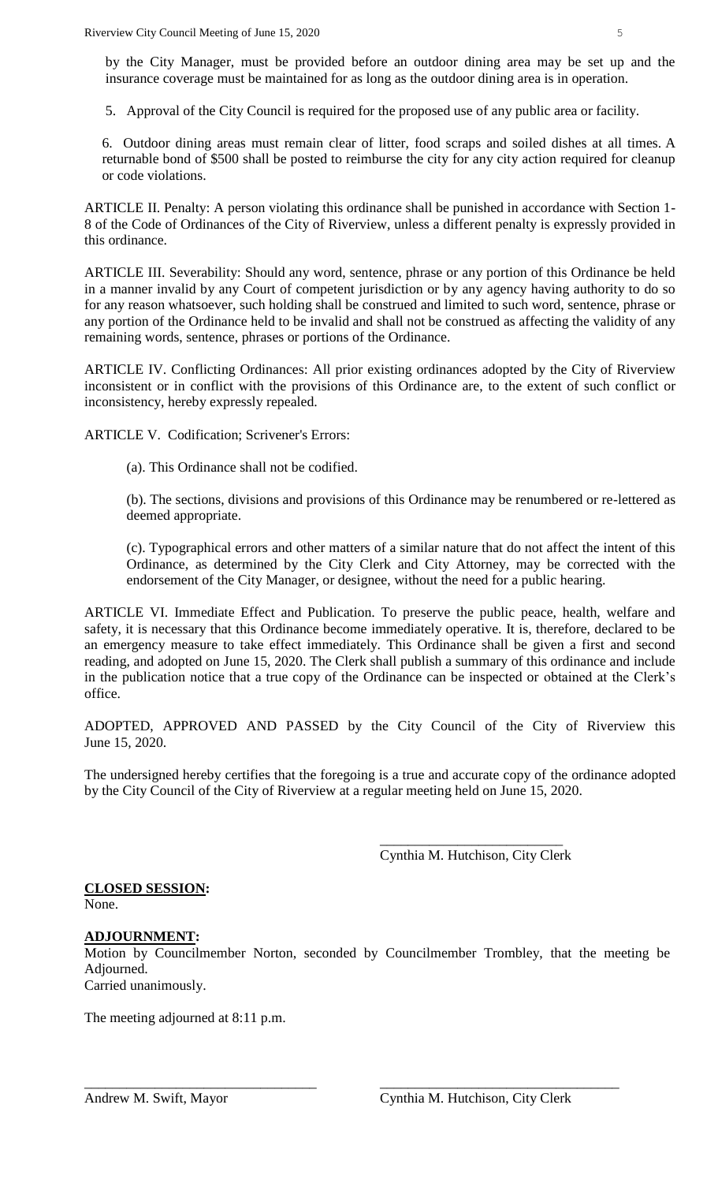by the City Manager, must be provided before an outdoor dining area may be set up and the insurance coverage must be maintained for as long as the outdoor dining area is in operation.

5. Approval of the City Council is required for the proposed use of any public area or facility.

6. Outdoor dining areas must remain clear of litter, food scraps and soiled dishes at all times. A returnable bond of $500 shall be posted to reimburse the city for any city action required for cleanup or code violations.

ARTICLE II. Penalty: A person violating this ordinance shall be punished in accordance with Section 1-8 of the Code of Ordinances of the City of Riverview, unless a different penalty is expressly provided in this ordinance.

ARTICLE III. Severability: Should any word, sentence, phrase or any portion of this Ordinance be held in a manner invalid by any Court of competent jurisdiction or by any agency having authority to do so for any reason whatsoever, such holding shall be construed and limited to such word, sentence, phrase or any portion of the Ordinance held to be invalid and shall not be construed as affecting the validity of any remaining words, sentence, phrases or portions of the Ordinance.

ARTICLE IV. Conflicting Ordinances: All prior existing ordinances adopted by the City of Riverview inconsistent or in conflict with the provisions of this Ordinance are, to the extent of such conflict or inconsistency, hereby expressly repealed.

ARTICLE V. Codification; Scrivener's Errors:

(a). This Ordinance shall not be codified.

(b). The sections, divisions and provisions of this Ordinance may be renumbered or re-lettered as deemed appropriate.

(c). Typographical errors and other matters of a similar nature that do not affect the intent of this Ordinance, as determined by the City Clerk and City Attorney, may be corrected with the endorsement of the City Manager, or designee, without the need for a public hearing.

ARTICLE VI. Immediate Effect and Publication. To preserve the public peace, health, welfare and safety, it is necessary that this Ordinance become immediately operative. It is, therefore, declared to be an emergency measure to take effect immediately. This Ordinance shall be given a first and second reading, and adopted on June 15, 2020. The Clerk shall publish a summary of this ordinance and include in the publication notice that a true copy of the Ordinance can be inspected or obtained at the Clerk's office.

ADOPTED, APPROVED AND PASSED by the City Council of the City of Riverview this June 15, 2020.

The undersigned hereby certifies that the foregoing is a true and accurate copy of the ordinance adopted by the City Council of the City of Riverview at a regular meeting held on June 15, 2020.

\_\_\_\_\_\_\_\_\_\_\_\_\_\_\_\_\_\_\_\_\_\_\_\_\_\_

Cynthia M. Hutchison, City Clerk

**CLOSED SESSION:**

None.

**ADJOURNMENT:**

Motion by Councilmember Norton, seconded by Councilmember Trombley, that the meeting be Adjourned.

Carried unanimously.

The meeting adjourned at 8:11 p.m.

\_\_\_\_\_\_\_\_\_\_\_\_\_\_\_\_\_\_\_\_\_\_\_\_\_\_

Andrew M. Swift, Mayor

\_\_\_\_\_\_\_\_\_\_\_\_\_\_\_\_\_\_\_\_\_\_\_\_\_\_

Cynthia M. Hutchison, City Clerk